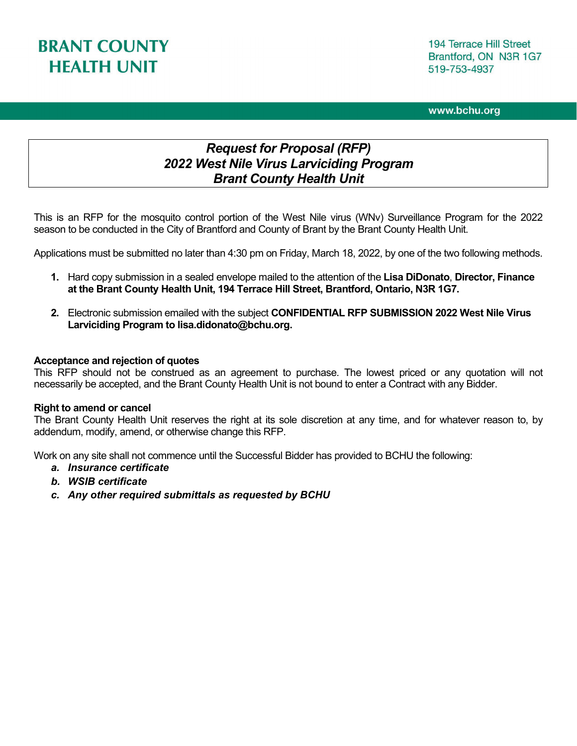**BRANT COUNTY HEALTH UNIT**

194 Terrace Hill Street
Brantford, ON N3R 1G7
519-753-4937

www.bchu.org

# *Request for Proposal (RFP)*
# *2022 West Nile Virus Larviciding Program*
# *Brant County Health Unit*

This is an RFP for the mosquito control portion of the West Nile virus (WNv) Surveillance Program for the 2022 season to be conducted in the City of Brantford and County of Brant by the Brant County Health Unit.

Applications must be submitted no later than 4:30 pm on Friday, March 18, 2022, by one of the two following methods.

1. Hard copy submission in a sealed envelope mailed to the attention of the **Lisa DiDonato**, **Director, Finance at the Brant County Health Unit, 194 Terrace Hill Street, Brantford, Ontario, N3R 1G7.**

2. Electronic submission emailed with the subject **CONFIDENTIAL RFP SUBMISSION 2022 West Nile Virus Larviciding Program to lisa.didonato@bchu.org.**

**Acceptance and rejection of quotes**
This RFP should not be construed as an agreement to purchase. The lowest priced or any quotation will not necessarily be accepted, and the Brant County Health Unit is not bound to enter a Contract with any Bidder.

**Right to amend or cancel**
The Brant County Health Unit reserves the right at its sole discretion at any time, and for whatever reason to, by addendum, modify, amend, or otherwise change this RFP.

Work on any site shall not commence until the Successful Bidder has provided to BCHU the following:

a. ***Insurance certificate***
b. ***WSIB certificate***
c. ***Any other required submittals as requested by BCHU***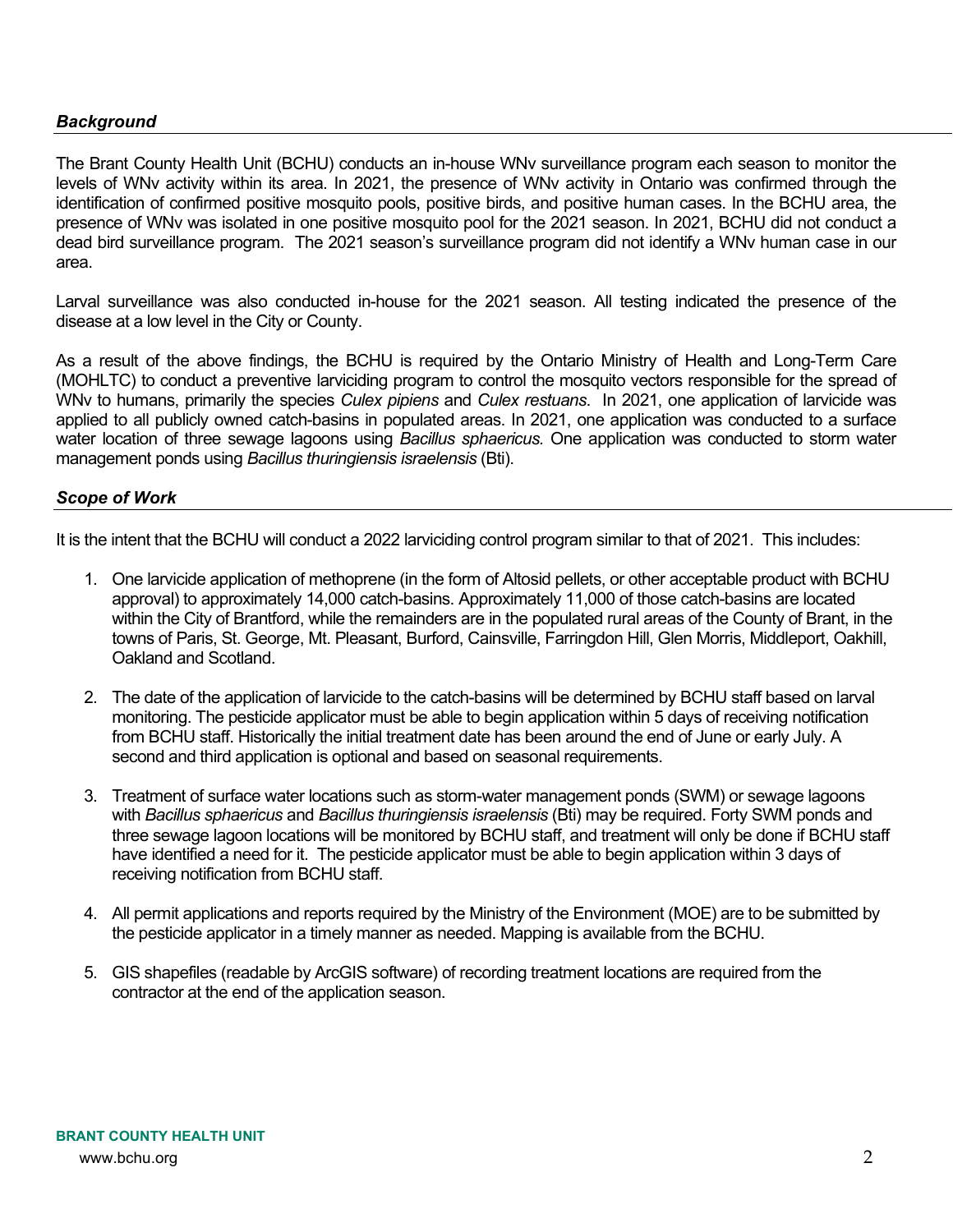### *Background*

The Brant County Health Unit (BCHU) conducts an in-house WNv surveillance program each season to monitor the levels of WNv activity within its area. In 2021, the presence of WNv activity in Ontario was confirmed through the identification of confirmed positive mosquito pools, positive birds, and positive human cases. In the BCHU area, the presence of WNv was isolated in one positive mosquito pool for the 2021 season. In 2021, BCHU did not conduct a dead bird surveillance program. The 2021 season's surveillance program did not identify a WNv human case in our area.

Larval surveillance was also conducted in-house for the 2021 season. All testing indicated the presence of the disease at a low level in the City or County.

As a result of the above findings, the BCHU is required by the Ontario Ministry of Health and Long-Term Care (MOHLTC) to conduct a preventive larviciding program to control the mosquito vectors responsible for the spread of WNv to humans, primarily the species *Culex pipiens* and *Culex restuans*. In 2021, one application of larvicide was applied to all publicly owned catch-basins in populated areas. In 2021, one application was conducted to a surface water location of three sewage lagoons using *Bacillus sphaericus.* One application was conducted to storm water management ponds using *Bacillus thuringiensis israelensis* (Bti).

### *Scope of Work*

It is the intent that the BCHU will conduct a 2022 larviciding control program similar to that of 2021. This includes:

1. One larvicide application of methoprene (in the form of Altosid pellets, or other acceptable product with BCHU approval) to approximately 14,000 catch-basins. Approximately 11,000 of those catch-basins are located within the City of Brantford, while the remainders are in the populated rural areas of the County of Brant, in the towns of Paris, St. George, Mt. Pleasant, Burford, Cainsville, Farringdon Hill, Glen Morris, Middleport, Oakhill, Oakland and Scotland.

2. The date of the application of larvicide to the catch-basins will be determined by BCHU staff based on larval monitoring. The pesticide applicator must be able to begin application within 5 days of receiving notification from BCHU staff. Historically the initial treatment date has been around the end of June or early July. A second and third application is optional and based on seasonal requirements.

3. Treatment of surface water locations such as storm-water management ponds (SWM) or sewage lagoons with *Bacillus sphaericus* and *Bacillus thuringiensis israelensis* (Bti) may be required. Forty SWM ponds and three sewage lagoon locations will be monitored by BCHU staff, and treatment will only be done if BCHU staff have identified a need for it. The pesticide applicator must be able to begin application within 3 days of receiving notification from BCHU staff.

4. All permit applications and reports required by the Ministry of the Environment (MOE) are to be submitted by the pesticide applicator in a timely manner as needed. Mapping is available from the BCHU.

5. GIS shapefiles (readable by ArcGIS software) of recording treatment locations are required from the contractor at the end of the application season.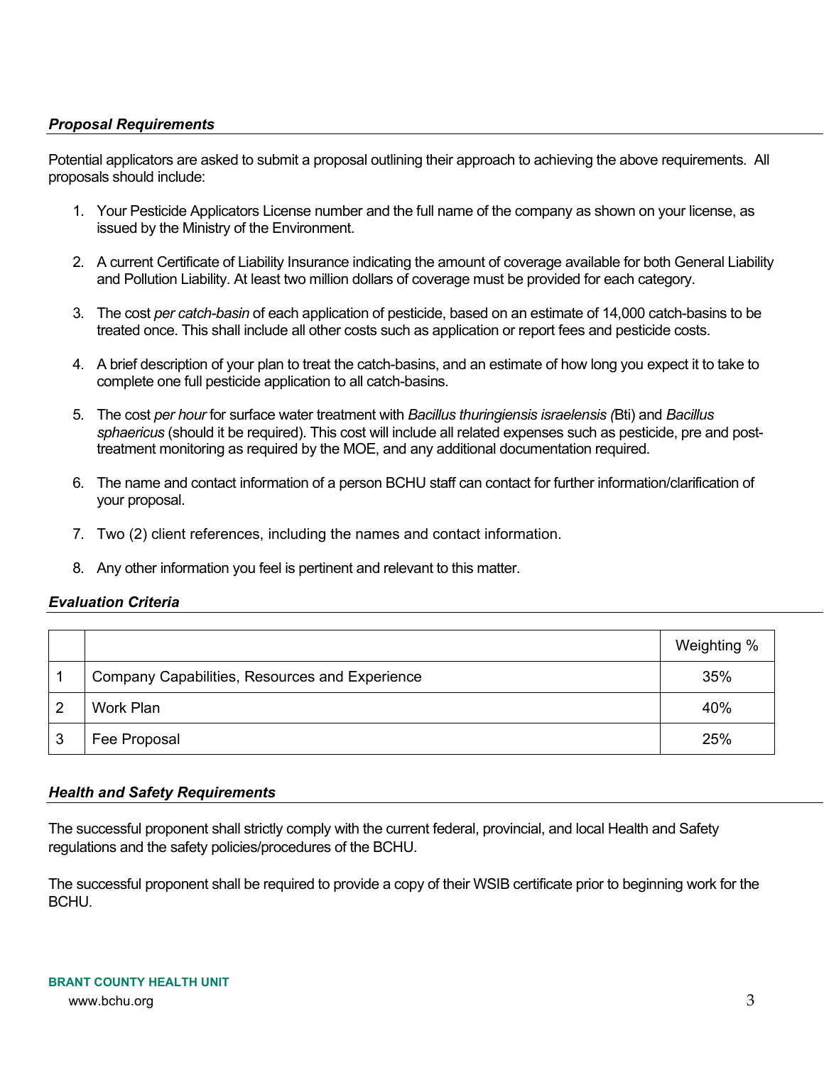### ***Proposal Requirements***

Potential applicators are asked to submit a proposal outlining their approach to achieving the above requirements. All proposals should include:

1. Your Pesticide Applicators License number and the full name of the company as shown on your license, as issued by the Ministry of the Environment.

2. A current Certificate of Liability Insurance indicating the amount of coverage available for both General Liability and Pollution Liability. At least two million dollars of coverage must be provided for each category.

3. The cost *per catch-basin* of each application of pesticide, based on an estimate of 14,000 catch-basins to be treated once. This shall include all other costs such as application or report fees and pesticide costs.

4. A brief description of your plan to treat the catch-basins, and an estimate of how long you expect it to take to complete one full pesticide application to all catch-basins.

5. The cost *per hour* for surface water treatment with *Bacillus thuringiensis israelensis (*Bti) and *Bacillus sphaericus* (should it be required). This cost will include all related expenses such as pesticide, pre and post-treatment monitoring as required by the MOE, and any additional documentation required.

6. The name and contact information of a person BCHU staff can contact for further information/clarification of your proposal.

7. Two (2) client references, including the names and contact information.

8. Any other information you feel is pertinent and relevant to this matter.

### ***Evaluation Criteria***

| | | Weighting % |
|---|---|---|
| 1 | Company Capabilities, Resources and Experience | 35% |
| 2 | Work Plan | 40% |
| 3 | Fee Proposal | 25% |

### ***Health and Safety Requirements***

The successful proponent shall strictly comply with the current federal, provincial, and local Health and Safety regulations and the safety policies/procedures of the BCHU.

The successful proponent shall be required to provide a copy of their WSIB certificate prior to beginning work for the BCHU.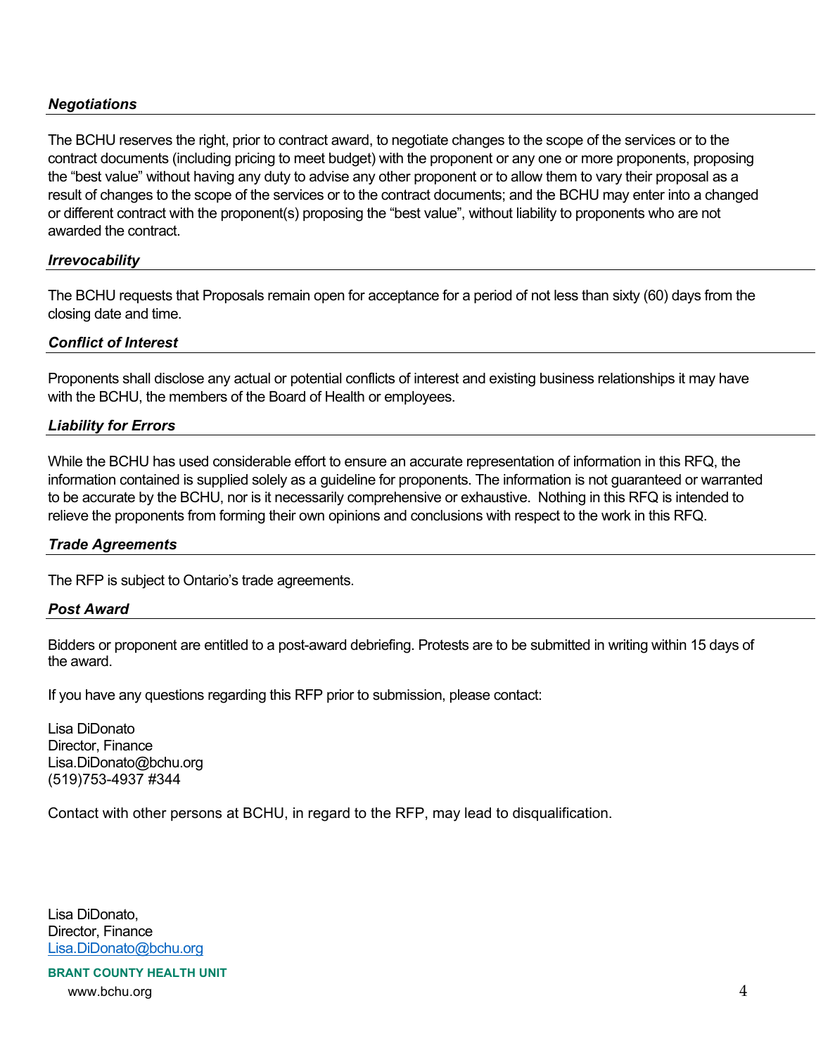### *Negotiations*

The BCHU reserves the right, prior to contract award, to negotiate changes to the scope of the services or to the contract documents (including pricing to meet budget) with the proponent or any one or more proponents, proposing the "best value" without having any duty to advise any other proponent or to allow them to vary their proposal as a result of changes to the scope of the services or to the contract documents; and the BCHU may enter into a changed or different contract with the proponent(s) proposing the "best value", without liability to proponents who are not awarded the contract.

### *Irrevocability*

The BCHU requests that Proposals remain open for acceptance for a period of not less than sixty (60) days from the closing date and time.

### *Conflict of Interest*

Proponents shall disclose any actual or potential conflicts of interest and existing business relationships it may have with the BCHU, the members of the Board of Health or employees.

### *Liability for Errors*

While the BCHU has used considerable effort to ensure an accurate representation of information in this RFQ, the information contained is supplied solely as a guideline for proponents. The information is not guaranteed or warranted to be accurate by the BCHU, nor is it necessarily comprehensive or exhaustive. Nothing in this RFQ is intended to relieve the proponents from forming their own opinions and conclusions with respect to the work in this RFQ.

### *Trade Agreements*

The RFP is subject to Ontario's trade agreements.

### *Post Award*

Bidders or proponent are entitled to a post-award debriefing. Protests are to be submitted in writing within 15 days of the award.

If you have any questions regarding this RFP prior to submission, please contact:

Lisa DiDonato
Director, Finance
Lisa.DiDonato@bchu.org
(519)753-4937 #344

Contact with other persons at BCHU, in regard to the RFP, may lead to disqualification.

Lisa DiDonato,
Director, Finance
Lisa.DiDonato@bchu.org